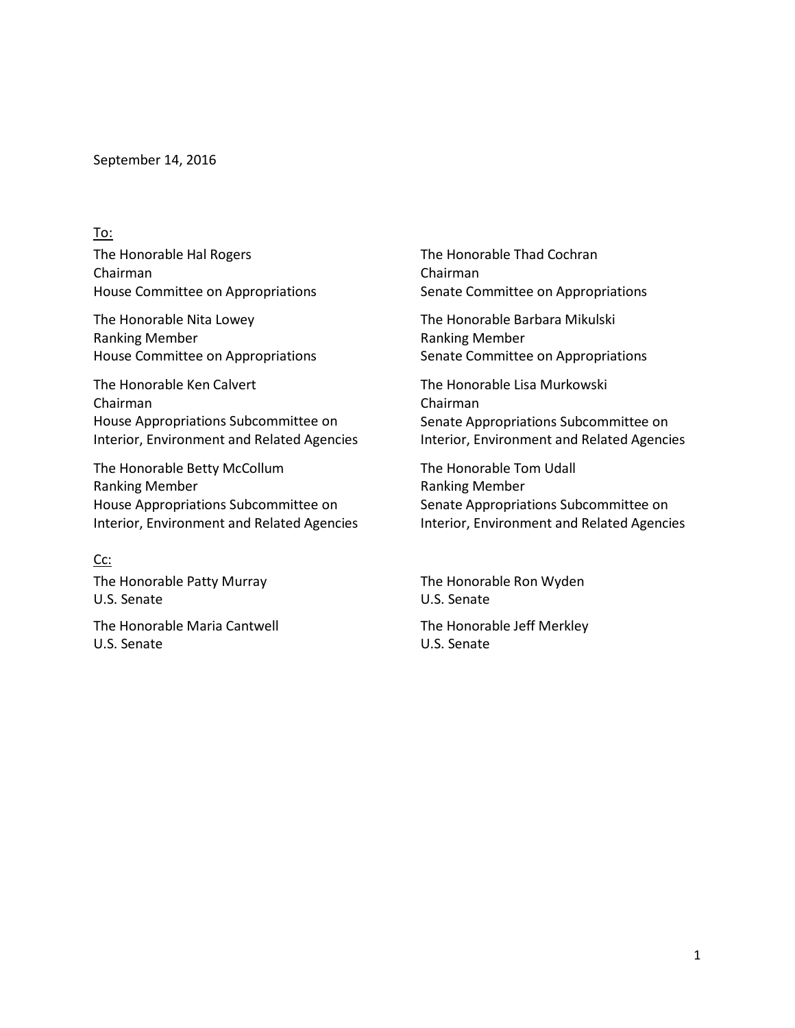September 14, 2016

To:

The Honorable Hal Rogers
Chairman
House Committee on Appropriations

The Honorable Nita Lowey
Ranking Member
House Committee on Appropriations

The Honorable Ken Calvert
Chairman
House Appropriations Subcommittee on Interior, Environment and Related Agencies

The Honorable Betty McCollum
Ranking Member
House Appropriations Subcommittee on Interior, Environment and Related Agencies

The Honorable Thad Cochran
Chairman
Senate Committee on Appropriations

The Honorable Barbara Mikulski
Ranking Member
Senate Committee on Appropriations

The Honorable Lisa Murkowski
Chairman
Senate Appropriations Subcommittee on Interior, Environment and Related Agencies

The Honorable Tom Udall
Ranking Member
Senate Appropriations Subcommittee on Interior, Environment and Related Agencies

Cc:

The Honorable Patty Murray
U.S. Senate

The Honorable Maria Cantwell
U.S. Senate

The Honorable Ron Wyden
U.S. Senate

The Honorable Jeff Merkley
U.S. Senate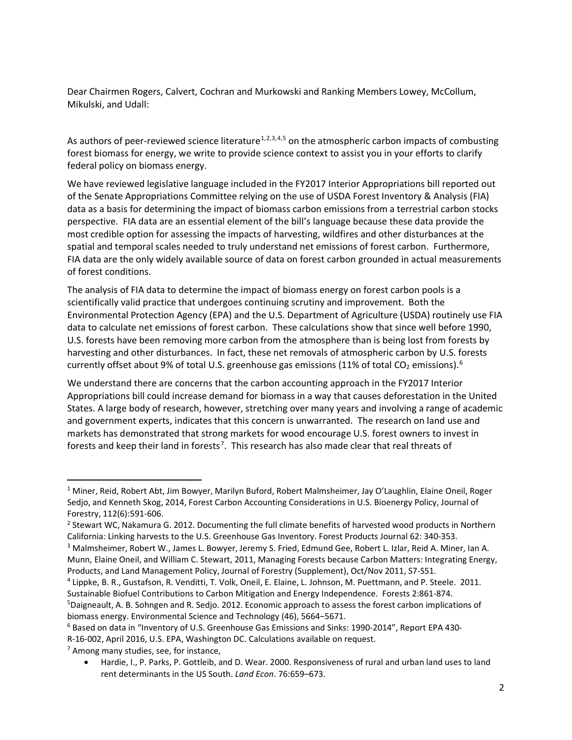Dear Chairmen Rogers, Calvert, Cochran and Murkowski and Ranking Members Lowey, McCollum, Mikulski, and Udall:

As authors of peer-reviewed science literature[1,2,3,4,5] on the atmospheric carbon impacts of combusting forest biomass for energy, we write to provide science context to assist you in your efforts to clarify federal policy on biomass energy.

We have reviewed legislative language included in the FY2017 Interior Appropriations bill reported out of the Senate Appropriations Committee relying on the use of USDA Forest Inventory & Analysis (FIA) data as a basis for determining the impact of biomass carbon emissions from a terrestrial carbon stocks perspective. FIA data are an essential element of the bill's language because these data provide the most credible option for assessing the impacts of harvesting, wildfires and other disturbances at the spatial and temporal scales needed to truly understand net emissions of forest carbon. Furthermore, FIA data are the only widely available source of data on forest carbon grounded in actual measurements of forest conditions.

The analysis of FIA data to determine the impact of biomass energy on forest carbon pools is a scientifically valid practice that undergoes continuing scrutiny and improvement. Both the Environmental Protection Agency (EPA) and the U.S. Department of Agriculture (USDA) routinely use FIA data to calculate net emissions of forest carbon. These calculations show that since well before 1990, U.S. forests have been removing more carbon from the atmosphere than is being lost from forests by harvesting and other disturbances. In fact, these net removals of atmospheric carbon by U.S. forests currently offset about 9% of total U.S. greenhouse gas emissions (11% of total $CO_2$ emissions).[6]

We understand there are concerns that the carbon accounting approach in the FY2017 Interior Appropriations bill could increase demand for biomass in a way that causes deforestation in the United States. A large body of research, however, stretching over many years and involving a range of academic and government experts, indicates that this concern is unwarranted. The research on land use and markets has demonstrated that strong markets for wood encourage U.S. forest owners to invest in forests and keep their land in forests[7]. This research has also made clear that real threats of

---

[1] Miner, Reid, Robert Abt, Jim Bowyer, Marilyn Buford, Robert Malmsheimer, Jay O'Laughlin, Elaine Oneil, Roger Sedjo, and Kenneth Skog, 2014, Forest Carbon Accounting Considerations in U.S. Bioenergy Policy, Journal of Forestry, 112(6):591-606.

[2] Stewart WC, Nakamura G. 2012. Documenting the full climate benefits of harvested wood products in Northern California: Linking harvests to the U.S. Greenhouse Gas Inventory. Forest Products Journal 62: 340-353.

[3] Malmsheimer, Robert W., James L. Bowyer, Jeremy S. Fried, Edmund Gee, Robert L. Izlar, Reid A. Miner, Ian A. Munn, Elaine Oneil, and William C. Stewart, 2011, Managing Forests because Carbon Matters: Integrating Energy, Products, and Land Management Policy, Journal of Forestry (Supplement), Oct/Nov 2011, S7-S51.

[4] Lippke, B. R., Gustafson, R. Venditti, T. Volk, Oneil, E. Elaine, L. Johnson, M. Puettmann, and P. Steele. 2011. Sustainable Biofuel Contributions to Carbon Mitigation and Energy Independence. Forests 2:861-874.

[5] Daigneault, A. B. Sohngen and R. Sedjo. 2012. Economic approach to assess the forest carbon implications of biomass energy. Environmental Science and Technology (46), 5664−5671.

[6] Based on data in "Inventory of U.S. Greenhouse Gas Emissions and Sinks: 1990-2014", Report EPA 430-R-16-002, April 2016, U.S. EPA, Washington DC. Calculations available on request.

[7] Among many studies, see, for instance,

- Hardie, I., P. Parks, P. Gottleib, and D. Wear. 2000. Responsiveness of rural and urban land uses to land rent determinants in the US South. *Land Econ*. 76:659–673.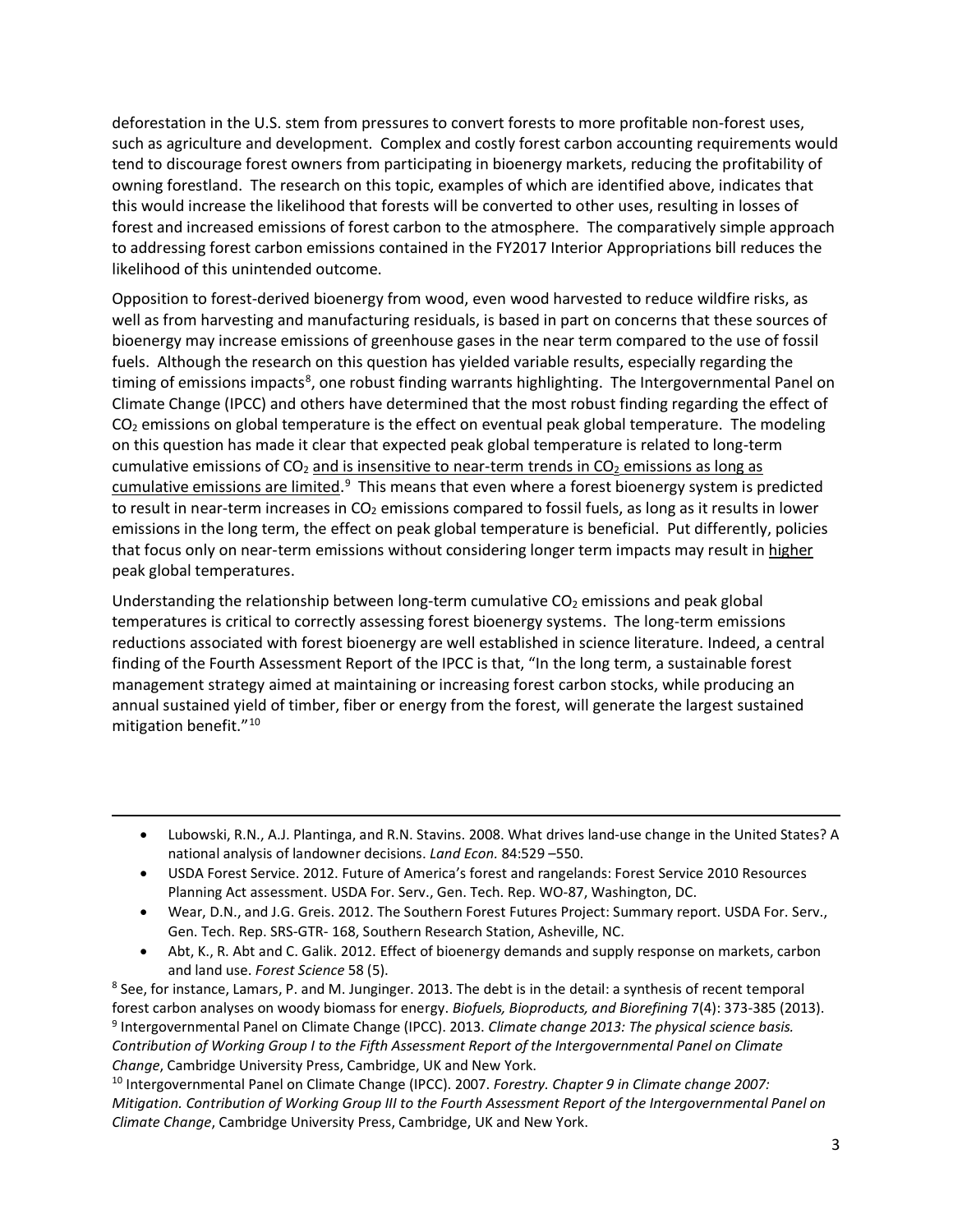deforestation in the U.S. stem from pressures to convert forests to more profitable non-forest uses, such as agriculture and development. Complex and costly forest carbon accounting requirements would tend to discourage forest owners from participating in bioenergy markets, reducing the profitability of owning forestland. The research on this topic, examples of which are identified above, indicates that this would increase the likelihood that forests will be converted to other uses, resulting in losses of forest and increased emissions of forest carbon to the atmosphere. The comparatively simple approach to addressing forest carbon emissions contained in the FY2017 Interior Appropriations bill reduces the likelihood of this unintended outcome.

Opposition to forest-derived bioenergy from wood, even wood harvested to reduce wildfire risks, as well as from harvesting and manufacturing residuals, is based in part on concerns that these sources of bioenergy may increase emissions of greenhouse gases in the near term compared to the use of fossil fuels. Although the research on this question has yielded variable results, especially regarding the timing of emissions impacts[8], one robust finding warrants highlighting. The Intergovernmental Panel on Climate Change (IPCC) and others have determined that the most robust finding regarding the effect of $CO_2$ emissions on global temperature is the effect on eventual peak global temperature. The modeling on this question has made it clear that expected peak global temperature is related to long-term cumulative emissions of $CO_2$ <u>and is insensitive to near-term trends in $CO_2$ emissions as long as cumulative emissions are limited</u>.[9] This means that even where a forest bioenergy system is predicted to result in near-term increases in $CO_2$ emissions compared to fossil fuels, as long as it results in lower emissions in the long term, the effect on peak global temperature is beneficial. Put differently, policies that focus only on near-term emissions without considering longer term impacts may result in <u>higher</u> peak global temperatures.

Understanding the relationship between long-term cumulative $CO_2$ emissions and peak global temperatures is critical to correctly assessing forest bioenergy systems. The long-term emissions reductions associated with forest bioenergy are well established in science literature. Indeed, a central finding of the Fourth Assessment Report of the IPCC is that, "In the long term, a sustainable forest management strategy aimed at maintaining or increasing forest carbon stocks, while producing an annual sustained yield of timber, fiber or energy from the forest, will generate the largest sustained mitigation benefit."[10]

---

- Lubowski, R.N., A.J. Plantinga, and R.N. Stavins. 2008. What drives land-use change in the United States? A national analysis of landowner decisions. *Land Econ.* 84:529 –550.
- USDA Forest Service. 2012. Future of America's forest and rangelands: Forest Service 2010 Resources Planning Act assessment. USDA For. Serv., Gen. Tech. Rep. WO-87, Washington, DC.
- Wear, D.N., and J.G. Greis. 2012. The Southern Forest Futures Project: Summary report. USDA For. Serv., Gen. Tech. Rep. SRS-GTR- 168, Southern Research Station, Asheville, NC.
- Abt, K., R. Abt and C. Galik. 2012. Effect of bioenergy demands and supply response on markets, carbon and land use. *Forest Science* 58 (5).

[8] See, for instance, Lamars, P. and M. Junginger. 2013. The debt is in the detail: a synthesis of recent temporal forest carbon analyses on woody biomass for energy. *Biofuels, Bioproducts, and Biorefining* 7(4): 373-385 (2013).

[9] Intergovernmental Panel on Climate Change (IPCC). 2013. *Climate change 2013: The physical science basis. Contribution of Working Group I to the Fifth Assessment Report of the Intergovernmental Panel on Climate Change*, Cambridge University Press, Cambridge, UK and New York.

[10] Intergovernmental Panel on Climate Change (IPCC). 2007. *Forestry. Chapter 9 in Climate change 2007: Mitigation. Contribution of Working Group III to the Fourth Assessment Report of the Intergovernmental Panel on Climate Change*, Cambridge University Press, Cambridge, UK and New York.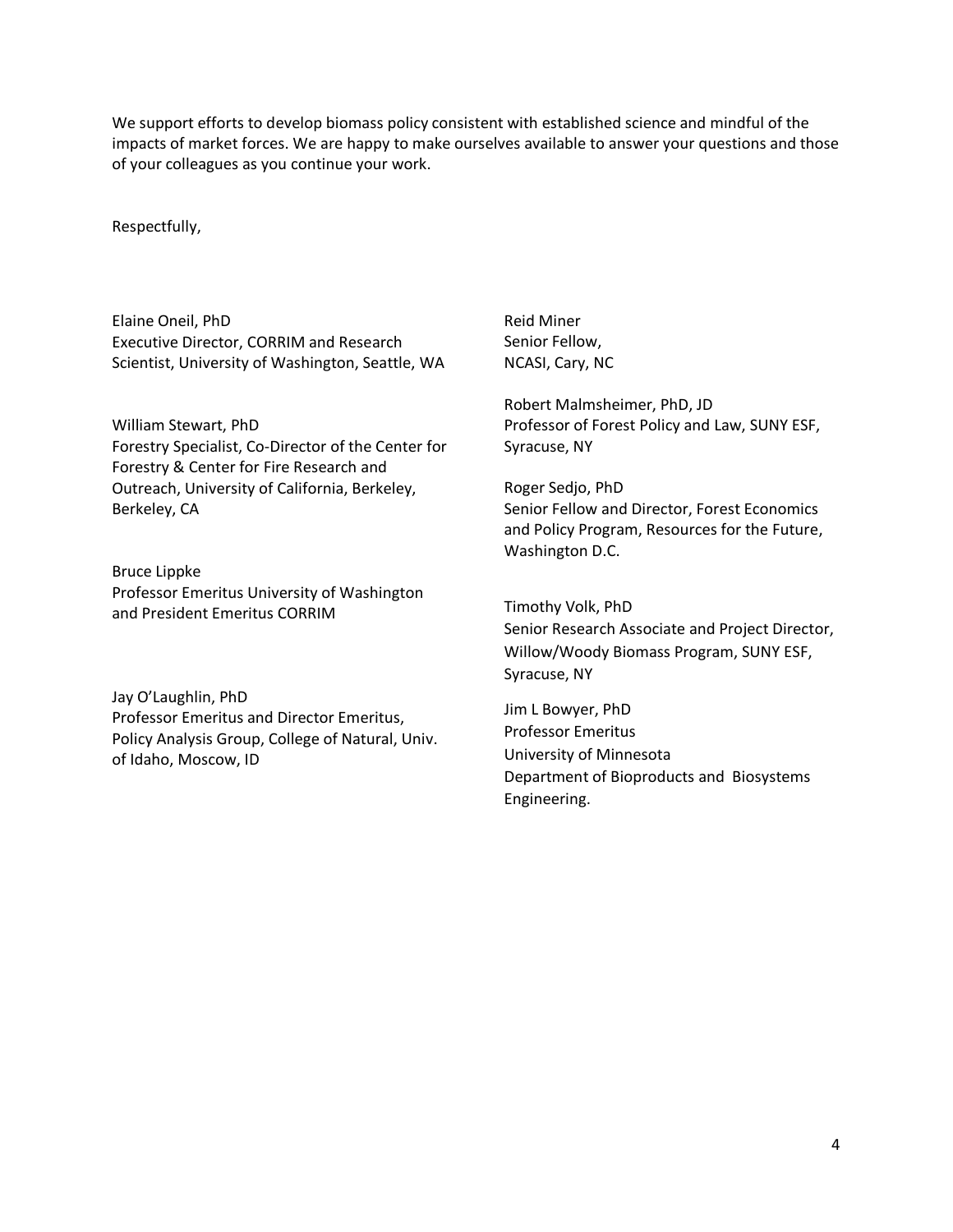We support efforts to develop biomass policy consistent with established science and mindful of the impacts of market forces. We are happy to make ourselves available to answer your questions and those of your colleagues as you continue your work.

Respectfully,

Elaine Oneil, PhD
Executive Director, CORRIM and Research Scientist, University of Washington, Seattle, WA

William Stewart, PhD
Forestry Specialist, Co-Director of the Center for Forestry & Center for Fire Research and Outreach, University of California, Berkeley, Berkeley, CA

Bruce Lippke
Professor Emeritus University of Washington and President Emeritus CORRIM

Jay O'Laughlin, PhD
Professor Emeritus and Director Emeritus, Policy Analysis Group, College of Natural, Univ. of Idaho, Moscow, ID

Reid Miner
Senior Fellow,
NCASI, Cary, NC

Robert Malmsheimer, PhD, JD
Professor of Forest Policy and Law, SUNY ESF, Syracuse, NY

Roger Sedjo, PhD
Senior Fellow and Director, Forest Economics and Policy Program, Resources for the Future, Washington D.C.

Timothy Volk, PhD
Senior Research Associate and Project Director, Willow/Woody Biomass Program, SUNY ESF, Syracuse, NY

Jim L Bowyer, PhD
Professor Emeritus
University of Minnesota
Department of Bioproducts and Biosystems Engineering.